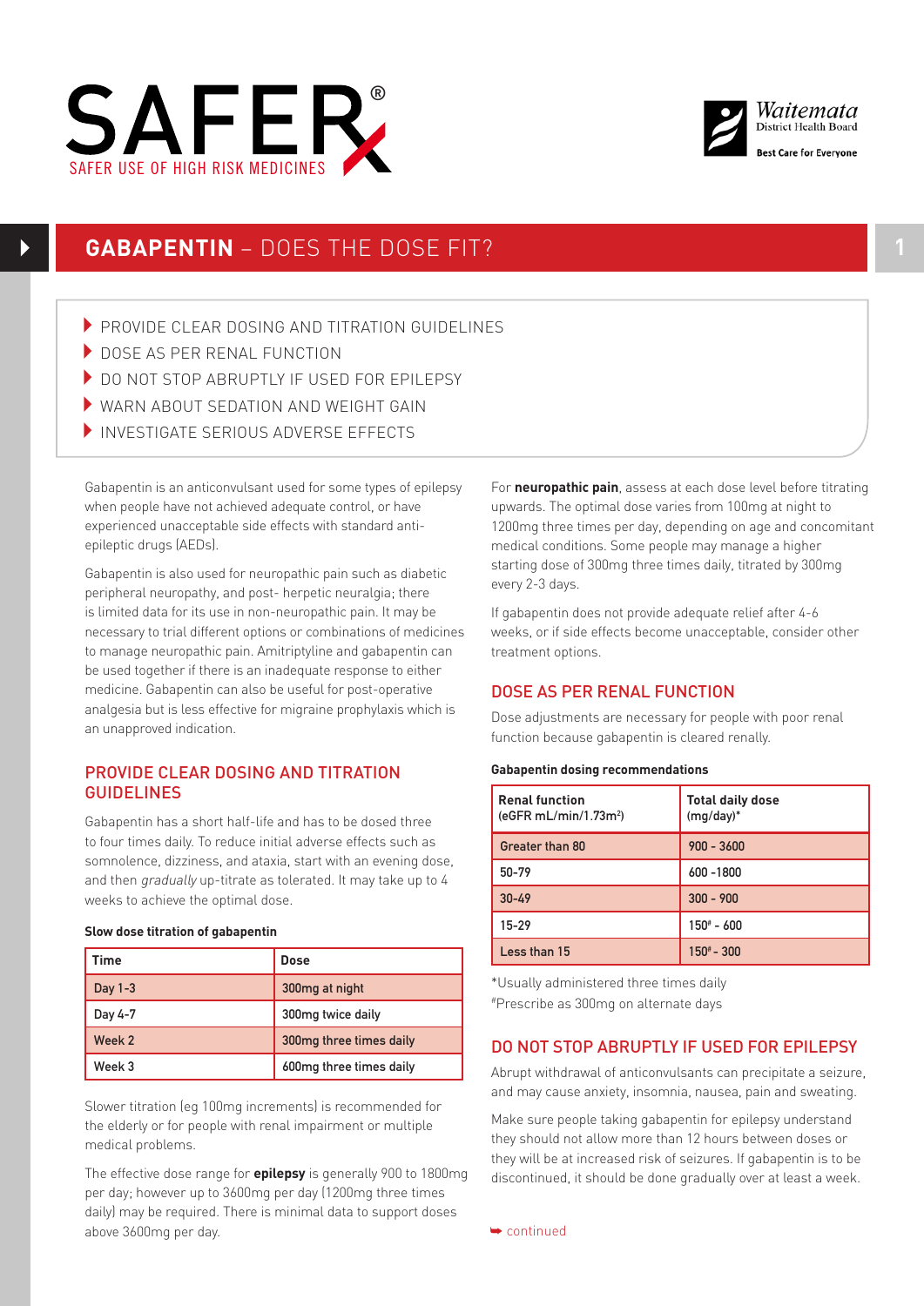# SAFER®

SAFER USE OF HIGH RISK MEDICINES

Waitemata District Health Board — Best Care for Everyone

## GABAPENTIN – DOES THE DOSE FIT?

- PROVIDE CLEAR DOSING AND TITRATION GUIDELINES
- DOSE AS PER RENAL FUNCTION
- DO NOT STOP ABRUPTLY IF USED FOR EPILEPSY
- WARN ABOUT SEDATION AND WEIGHT GAIN
- INVESTIGATE SERIOUS ADVERSE EFFECTS

Gabapentin is an anticonvulsant used for some types of epilepsy when people have not achieved adequate control, or have experienced unacceptable side effects with standard anti-epileptic drugs (AEDs).

Gabapentin is also used for neuropathic pain such as diabetic peripheral neuropathy, and post- herpetic neuralgia; there is limited data for its use in non-neuropathic pain. It may be necessary to trial different options or combinations of medicines to manage neuropathic pain. Amitriptyline and gabapentin can be used together if there is an inadequate response to either medicine. Gabapentin can also be useful for post-operative analgesia but is less effective for migraine prophylaxis which is an unapproved indication.

### PROVIDE CLEAR DOSING AND TITRATION GUIDELINES

Gabapentin has a short half-life and has to be dosed three to four times daily. To reduce initial adverse effects such as somnolence, dizziness, and ataxia, start with an evening dose, and then *gradually* up-titrate as tolerated. It may take up to 4 weeks to achieve the optimal dose.

**Slow dose titration of gabapentin**

| Time | Dose |
|---|---|
| Day 1-3 | 300mg at night |
| Day 4-7 | 300mg twice daily |
| Week 2 | 300mg three times daily |
| Week 3 | 600mg three times daily |

Slower titration (eg 100mg increments) is recommended for the elderly or for people with renal impairment or multiple medical problems.

The effective dose range for **epilepsy** is generally 900 to 1800mg per day; however up to 3600mg per day (1200mg three times daily) may be required. There is minimal data to support doses above 3600mg per day.

For **neuropathic pain**, assess at each dose level before titrating upwards. The optimal dose varies from 100mg at night to 1200mg three times per day, depending on age and concomitant medical conditions. Some people may manage a higher starting dose of 300mg three times daily, titrated by 300mg every 2-3 days.

If gabapentin does not provide adequate relief after 4-6 weeks, or if side effects become unacceptable, consider other treatment options.

### DOSE AS PER RENAL FUNCTION

Dose adjustments are necessary for people with poor renal function because gabapentin is cleared renally.

**Gabapentin dosing recommendations**

| Renal function (eGFR mL/min/1.73m$^2$) | Total daily dose (mg/day)* |
|---|---|
| Greater than 80 | 900 - 3600 |
| 50-79 | 600 -1800 |
| 30-49 | 300 - 900 |
| 15-29 | 150# - 600 |
| Less than 15 | 150# - 300 |

*Usually administered three times daily
#Prescribe as 300mg on alternate days

### DO NOT STOP ABRUPTLY IF USED FOR EPILEPSY

Abrupt withdrawal of anticonvulsants can precipitate a seizure, and may cause anxiety, insomnia, nausea, pain and sweating.

Make sure people taking gabapentin for epilepsy understand they should not allow more than 12 hours between doses or they will be at increased risk of seizures. If gabapentin is to be discontinued, it should be done gradually over at least a week.

➥ continued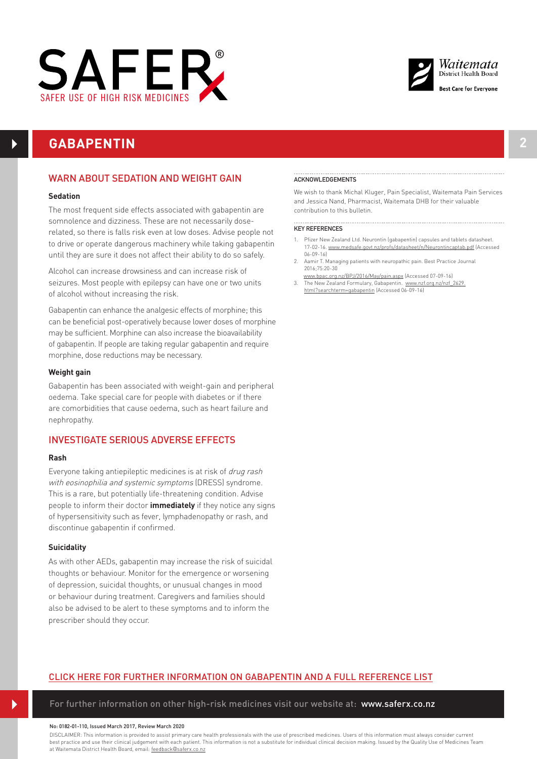# GABAPENTIN

## WARN ABOUT SEDATION AND WEIGHT GAIN

### Sedation

The most frequent side effects associated with gabapentin are somnolence and dizziness. These are not necessarily dose-related, so there is falls risk even at low doses. Advise people not to drive or operate dangerous machinery while taking gabapentin until they are sure it does not affect their ability to do so safely.

Alcohol can increase drowsiness and can increase risk of seizures. Most people with epilepsy can have one or two units of alcohol without increasing the risk.

Gabapentin can enhance the analgesic effects of morphine; this can be beneficial post-operatively because lower doses of morphine may be sufficient. Morphine can also increase the bioavailability of gabapentin. If people are taking regular gabapentin and require morphine, dose reductions may be necessary.

### Weight gain

Gabapentin has been associated with weight-gain and peripheral oedema. Take special care for people with diabetes or if there are comorbidities that cause oedema, such as heart failure and nephropathy.

## INVESTIGATE SERIOUS ADVERSE EFFECTS

### Rash

Everyone taking antiepileptic medicines is at risk of *drug rash with eosinophilia and systemic symptoms* (DRESS) syndrome. This is a rare, but potentially life-threatening condition. Advise people to inform their doctor **immediately** if they notice any signs of hypersensitivity such as fever, lymphadenopathy or rash, and discontinue gabapentin if confirmed.

### Suicidality

As with other AEDs, gabapentin may increase the risk of suicidal thoughts or behaviour. Monitor for the emergence or worsening of depression, suicidal thoughts, or unusual changes in mood or behaviour during treatment. Caregivers and families should also be advised to be alert to these symptoms and to inform the prescriber should they occur.

### ACKNOWLEDGEMENTS

We wish to thank Michal Kluger, Pain Specialist, Waitemata Pain Services and Jessica Nand, Pharmacist, Waitemata DHB for their valuable contribution to this bulletin.

### KEY REFERENCES

1. Pfizer New Zealand Ltd. Neurontin (gabapentin) capsules and tablets datasheet. 17-02-16. www.medsafe.govt.nz/profs/datasheet/n/Neurontincaptab.pdf (Accessed 06-09-16)
2. Aamir T. Managing patients with neuropathic pain. Best Practice Journal 2016;75:20-30 www.bpac.org.nz/BPJ/2016/May/pain.aspx (Accessed 07-09-16)
3. The New Zealand Formulary, Gabapentin. www.nzf.org.nz/nzf_2629.html?searchterm=gabapentin (Accessed 06-09-16)

CLICK HERE FOR FURTHER INFORMATION ON GABAPENTIN AND A FULL REFERENCE LIST

For further information on other high-risk medicines visit our website at: www.saferx.co.nz

No: 0182-01-110, Issued March 2017, Review March 2020

DISCLAIMER: This information is provided to assist primary care health professionals with the use of prescribed medicines. Users of this information must always consider current best practice and use their clinical judgement with each patient. This information is not a substitute for individual clinical decision making. Issued by the Quality Use of Medicines Team at Waitemata District Health Board, email: feedback@saferx.co.nz